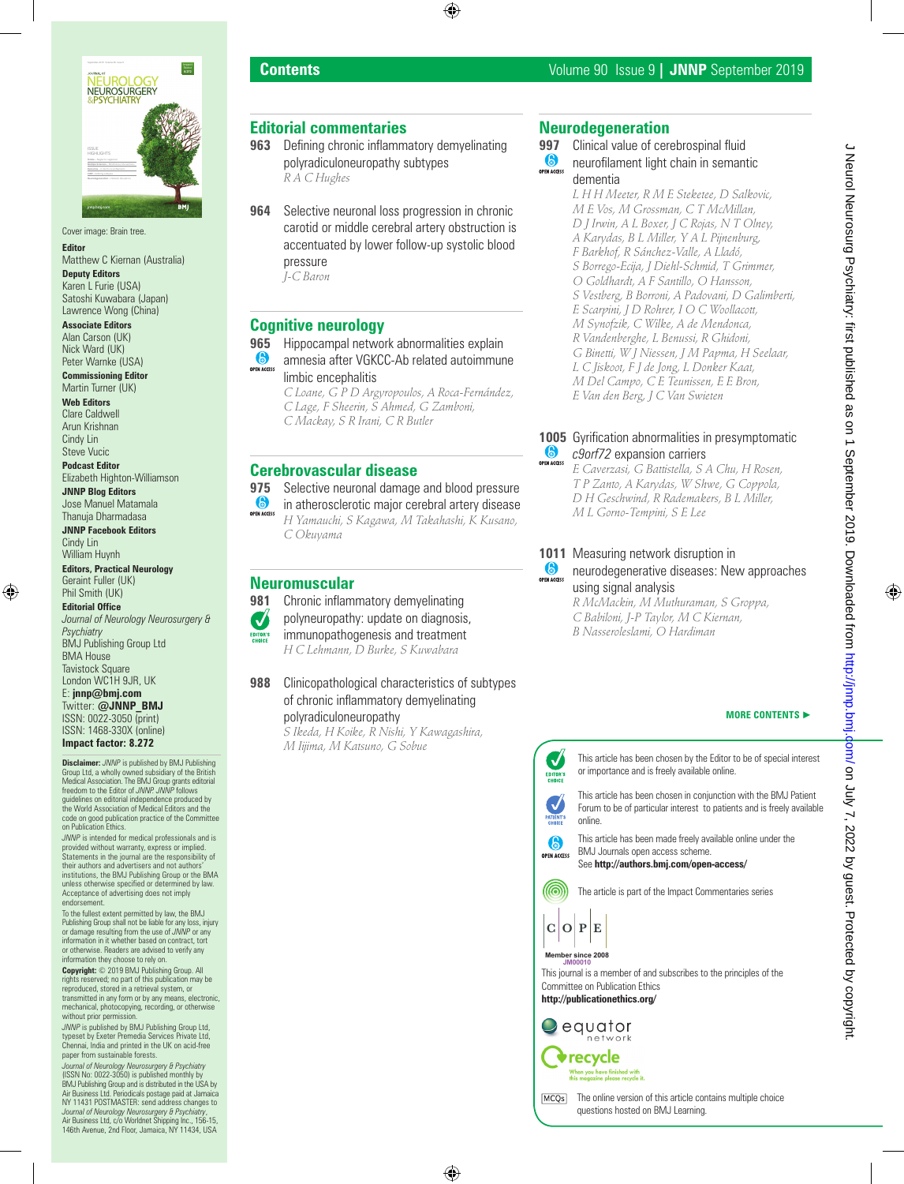# Contents

## Editorial commentaries

**963** Defining chronic inflammatory demyelinating polyradiculoneuropathy subtypes
*R A C Hughes*

**964** Selective neuronal loss progression in chronic carotid or middle cerebral artery obstruction is accentuated by lower follow-up systolic blood pressure
*J-C Baron*

## Cognitive neurology

**965** Hippocampal network abnormalities explain amnesia after VGKCC-Ab related autoimmune limbic encephalitis (OPEN ACCESS)
*C Loane, G P D Argyropoulos, A Roca-Fernández, C Lage, F Sheerin, S Ahmed, G Zamboni, C Mackay, S R Irani, C R Butler*

## Cerebrovascular disease

**975** Selective neuronal damage and blood pressure in atherosclerotic major cerebral artery disease (OPEN ACCESS)
*H Yamauchi, S Kagawa, M Takahashi, K Kusano, C Okuyama*

## Neuromuscular

**981** Chronic inflammatory demyelinating polyneuropathy: update on diagnosis, immunopathogenesis and treatment (EDITOR'S CHOICE)
*H C Lehmann, D Burke, S Kuwabara*

**988** Clinicopathological characteristics of subtypes of chronic inflammatory demyelinating polyradiculoneuropathy
*S Ikeda, H Koike, R Nishi, Y Kawagashira, M Iijima, M Katsuno, G Sobue*

## Neurodegeneration

**997** Clinical value of cerebrospinal fluid neurofilament light chain in semantic dementia (OPEN ACCESS)
*L H H Meeter, R M E Steketee, D Salkovic, M E Vos, M Grossman, C T McMillan, D J Irwin, A L Boxer, J C Rojas, N T Olney, A Karydas, B L Miller, Y A L Pijnenburg, F Barkhof, R Sánchez-Valle, A Lladó, S Borrego-Ecija, J Diehl-Schmid, T Grimmer, O Goldhardt, A F Santillo, O Hansson, S Vestberg, B Borroni, A Padovani, D Galimberti, E Scarpini, J D Rohrer, I O C Woollacott, M Synofzik, C Wilke, A de Mendonca, R Vandenberghe, L Benussi, R Ghidoni, G Binetti, W J Niessen, J M Papma, H Seelaar, L C Jiskoot, F J de Jong, L Donker Kaat, M Del Campo, C E Teunissen, E E Bron, E Van den Berg, J C Van Swieten*

**1005** Gyrification abnormalities in presymptomatic *c9orf72* expansion carriers (OPEN ACCESS)
*E Caverzasi, G Battistella, S A Chu, H Rosen, T P Zanto, A Karydas, W Shwe, G Coppola, D H Geschwind, R Rademakers, B L Miller, M L Gorno-Tempini, S E Lee*

**1011** Measuring network disruption in neurodegenerative diseases: New approaches using signal analysis (OPEN ACCESS)
*R McMackin, M Muthuraman, S Groppa, C Babiloni, J-P Taylor, M C Kiernan, B Nasseroleslami, O Hardiman*

**MORE CONTENTS ►**

---

EDITOR'S CHOICE — This article has been chosen by the Editor to be of special interest or importance and is freely available online.

PATIENT'S CHOICE — This article has been chosen in conjunction with the BMJ Patient Forum to be of particular interest to patients and is freely available online.

OPEN ACCESS — This article has been made freely available online under the BMJ Journals open access scheme. See **http://authors.bmj.com/open-access/**

The article is part of the Impact Commentaries series

COPE — Member since 2008, JM00010. This journal is a member of and subscribes to the principles of the Committee on Publication Ethics **http://publicationethics.org/**

equator network

recycle — When you have finished with this magazine please recycle it.

MCQs — The online version of this article contains multiple choice questions hosted on BMJ Learning.

---

Cover image: Brain tree.

**Editor**
Matthew C Kiernan (Australia)

**Deputy Editors**
Karen L Furie (USA)
Satoshi Kuwabara (Japan)
Lawrence Wong (China)

**Associate Editors**
Alan Carson (UK)
Nick Ward (UK)
Peter Warnke (USA)

**Commissioning Editor**
Martin Turner (UK)

**Web Editors**
Clare Caldwell
Arun Krishnan
Cindy Lin
Steve Vucic

**Podcast Editor**
Elizabeth Highton-Williamson

**JNNP Blog Editors**
Jose Manuel Matamala
Thanuja Dharmadasa

**JNNP Facebook Editors**
Cindy Lin
William Huynh

**Editors, Practical Neurology**
Geraint Fuller (UK)
Phil Smith (UK)

**Editorial Office**
*Journal of Neurology Neurosurgery & Psychiatry*
BMJ Publishing Group Ltd
BMA House
Tavistock Square
London WC1H 9JR, UK
E: **jnnp@bmj.com**
Twitter: **@JNNP_BMJ**
ISSN: 0022-3050 (print)
ISSN: 1468-330X (online)
**Impact factor: 8.272**

**Disclaimer:** *JNNP* is published by BMJ Publishing Group Ltd, a wholly owned subsidiary of the British Medical Association. The BMJ Group grants editorial freedom to the Editor of *JNNP*. *JNNP* follows guidelines on editorial independence produced by the World Association of Medical Editors and the code on good publication practice of the Committee on Publication Ethics.

*JNNP* is intended for medical professionals and is provided without warranty, express or implied. Statements in the journal are the responsibility of their authors and advertisers and not authors' institutions, the BMJ Publishing Group or the BMA unless otherwise specified or determined by law. Acceptance of advertising does not imply endorsement.

To the fullest extent permitted by law, the BMJ Publishing Group shall not be liable for any loss, injury or damage resulting from the use of *JNNP* or any information in it whether based on contract, tort or otherwise. Readers are advised to verify any information they choose to rely on.

**Copyright:** © 2019 BMJ Publishing Group. All rights reserved; no part of this publication may be reproduced, stored in a retrieval system, or transmitted in any form or by any means, electronic, mechanical, photocopying, recording, or otherwise without prior permission.

*JNNP* is published by BMJ Publishing Group Ltd, typeset by Exeter Premedia Services Private Ltd, Chennai, India and printed in the UK on acid-free paper from sustainable forests.

*Journal of Neurology Neurosurgery & Psychiatry* (ISSN No: 0022-3050) is published monthly by BMJ Publishing Group and is distributed in the USA by Air Business Ltd. Periodicals postage paid at Jamaica NY 11431 POSTMASTER: send address changes to *Journal of Neurology Neurosurgery & Psychiatry*, Air Business Ltd, c/o Worldnet Shipping Inc., 156-15, 146th Avenue, 2nd Floor, Jamaica, NY 11434, USA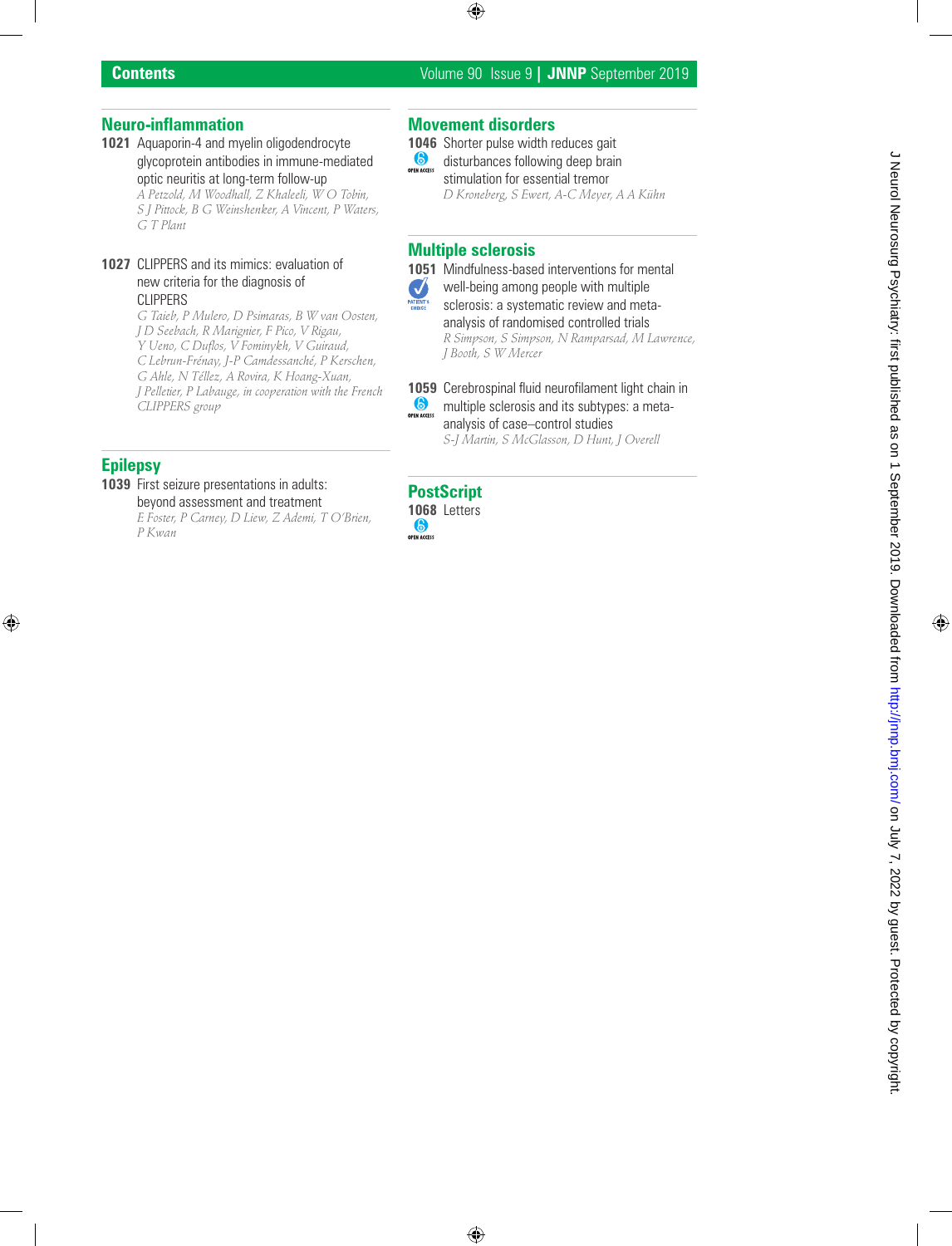## Contents

### Neuro-inflammation

**1021** Aquaporin-4 and myelin oligodendrocyte glycoprotein antibodies in immune-mediated optic neuritis at long-term follow-up
*A Petzold, M Woodhall, Z Khaleeli, W O Tobin, S J Pittock, B G Weinshenker, A Vincent, P Waters, G T Plant*

**1027** CLIPPERS and its mimics: evaluation of new criteria for the diagnosis of CLIPPERS
*G Taieb, P Mulero, D Psimaras, B W van Oosten, J D Seebach, R Marignier, F Pico, V Rigau, Y Ueno, C Duflos, V Fominykh, V Guiraud, C Lebrun-Frénay, J-P Camdessanché, P Kerschen, G Ahle, N Téllez, A Rovira, K Hoang-Xuan, J Pelletier, P Labauge, in cooperation with the French CLIPPERS group*

### Epilepsy

**1039** First seizure presentations in adults: beyond assessment and treatment
*E Foster, P Carney, D Liew, Z Ademi, T O'Brien, P Kwan*

### Movement disorders

**1046** Shorter pulse width reduces gait disturbances following deep brain stimulation for essential tremor
OPEN ACCESS
*D Kroneberg, S Ewert, A-C Meyer, A A Kühn*

### Multiple sclerosis

**1051** Mindfulness-based interventions for mental well-being among people with multiple sclerosis: a systematic review and meta-analysis of randomised controlled trials
PATIENT'S CHOICE
*R Simpson, S Simpson, N Ramparsad, M Lawrence, J Booth, S W Mercer*

**1059** Cerebrospinal fluid neurofilament light chain in multiple sclerosis and its subtypes: a meta-analysis of case–control studies
OPEN ACCESS
*S-J Martin, S McGlasson, D Hunt, J Overell*

### PostScript

**1068** Letters
OPEN ACCESS